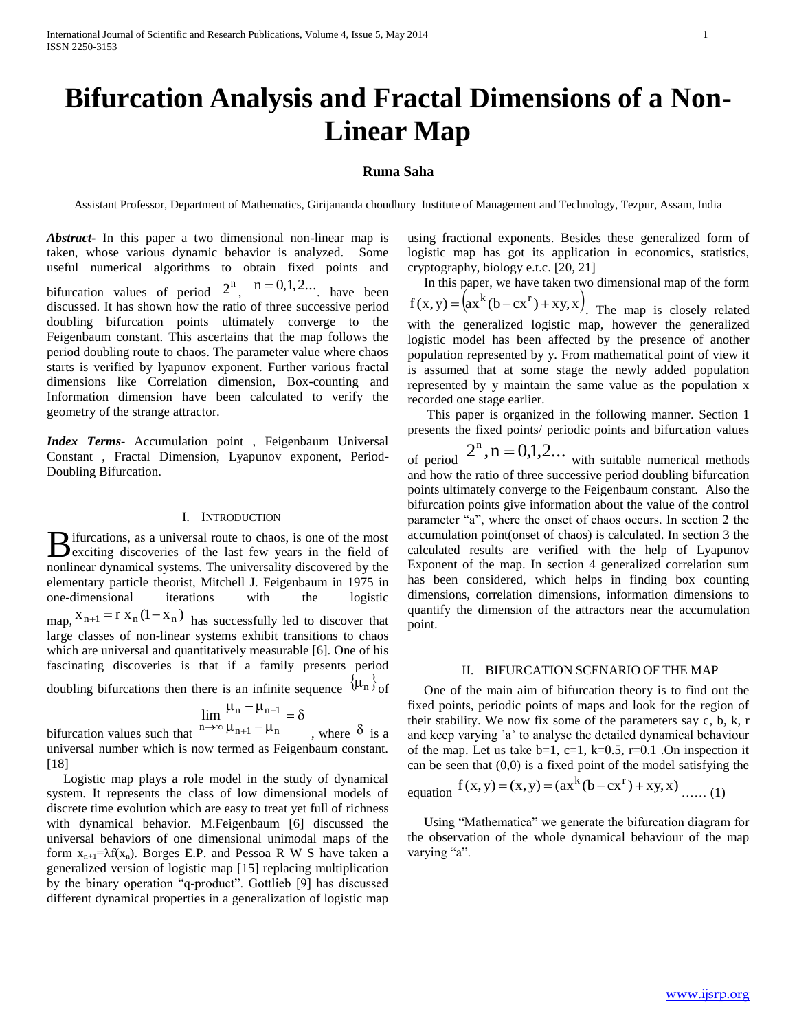# Bifurcation Analysis and Fractal Dimensions of a Non-Linear Map

**Ruma Saha**

Assistant Professor, Department of Mathematics, Girijananda choudhury Institute of Management and Technology, Tezpur, Assam, India

***Abstract-*** In this paper a two dimensional non-linear map is taken, whose various dynamic behavior is analyzed. Some useful numerical algorithms to obtain fixed points and bifurcation values of period $2^n$, $n = 0,1,2...$ have been discussed. It has shown how the ratio of three successive period doubling bifurcation points ultimately converge to the Feigenbaum constant. This ascertains that the map follows the period doubling route to chaos. The parameter value where chaos starts is verified by lyapunov exponent. Further various fractal dimensions like Correlation dimension, Box-counting and Information dimension have been calculated to verify the geometry of the strange attractor.

***Index Terms-*** Accumulation point , Feigenbaum Universal Constant , Fractal Dimension, Lyapunov exponent, Period-Doubling Bifurcation.

## I. INTRODUCTION

Bifurcations, as a universal route to chaos, is one of the most exciting discoveries of the last few years in the field of nonlinear dynamical systems. The universality discovered by the elementary particle theorist, Mitchell J. Feigenbaum in 1975 in one-dimensional iterations with the logistic map, $x_{n+1} = r\, x_n (1 - x_n)$ has successfully led to discover that large classes of non-linear systems exhibit transitions to chaos which are universal and quantitatively measurable [6]. One of his fascinating discoveries is that if a family presents period doubling bifurcations then there is an infinite sequence $\{\mu_n\}$ of bifurcation values such that $\lim_{n\to\infty} \frac{\mu_n - \mu_{n-1}}{\mu_{n+1} - \mu_n} = \delta$ , where $\delta$ is a universal number which is now termed as Feigenbaum constant. [18]

Logistic map plays a role model in the study of dynamical system. It represents the class of low dimensional models of discrete time evolution which are easy to treat yet full of richness with dynamical behavior. M.Feigenbaum [6] discussed the universal behaviors of one dimensional unimodal maps of the form $x_{n+1}=\lambda f(x_n)$. Borges E.P. and Pessoa R W S have taken a generalized version of logistic map [15] replacing multiplication by the binary operation "q-product". Gottlieb [9] has discussed different dynamical properties in a generalization of logistic map using fractional exponents. Besides these generalized form of logistic map has got its application in economics, statistics, cryptography, biology e.t.c. [20, 21]

In this paper, we have taken two dimensional map of the form $f(x,y) = \left(ax^k(b - cx^r) + xy, x\right)$. The map is closely related with the generalized logistic map, however the generalized logistic model has been affected by the presence of another population represented by y. From mathematical point of view it is assumed that at some stage the newly added population represented by y maintain the same value as the population x recorded one stage earlier.

This paper is organized in the following manner. Section 1 presents the fixed points/ periodic points and bifurcation values of period $2^n, n = 0,1,2...$ with suitable numerical methods and how the ratio of three successive period doubling bifurcation points ultimately converge to the Feigenbaum constant. Also the bifurcation points give information about the value of the control parameter "a", where the onset of chaos occurs. In section 2 the accumulation point(onset of chaos) is calculated. In section 3 the calculated results are verified with the help of Lyapunov Exponent of the map. In section 4 generalized correlation sum has been considered, which helps in finding box counting dimensions, correlation dimensions, information dimensions to quantify the dimension of the attractors near the accumulation point.

## II. BIFURCATION SCENARIO OF THE MAP

One of the main aim of bifurcation theory is to find out the fixed points, periodic points of maps and look for the region of their stability. We now fix some of the parameters say c, b, k, r and keep varying 'a' to analyse the detailed dynamical behaviour of the map. Let us take b=1, c=1, k=0.5, r=0.1 .On inspection it can be seen that (0,0) is a fixed point of the model satisfying the equation $f(x,y) = (x,y) = (ax^k(b - cx^r) + xy, x)$ …… (1)

Using "Mathematica" we generate the bifurcation diagram for the observation of the whole dynamical behaviour of the map varying "a".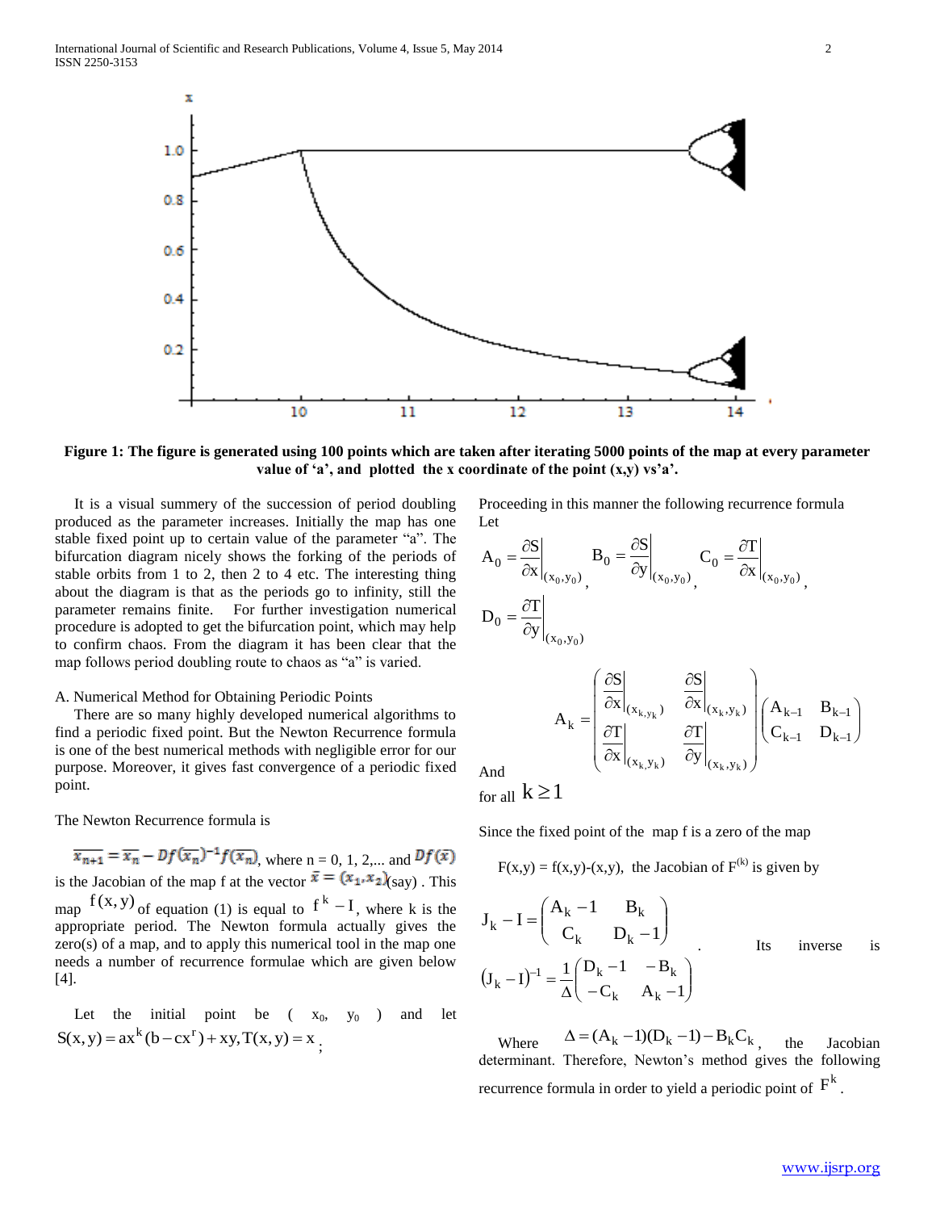**Figure 1: The figure is generated using 100 points which are taken after iterating 5000 points of the map at every parameter value of 'a', and plotted the x coordinate of the point (x,y) vs'a'.**

It is a visual summery of the succession of period doubling produced as the parameter increases. Initially the map has one stable fixed point up to certain value of the parameter "a". The bifurcation diagram nicely shows the forking of the periods of stable orbits from 1 to 2, then 2 to 4 etc. The interesting thing about the diagram is that as the periods go to infinity, still the parameter remains finite. For further investigation numerical procedure is adopted to get the bifurcation point, which may help to confirm chaos. From the diagram it has been clear that the map follows period doubling route to chaos as "a" is varied.

A. Numerical Method for Obtaining Periodic Points

There are so many highly developed numerical algorithms to find a periodic fixed point. But the Newton Recurrence formula is one of the best numerical methods with negligible error for our purpose. Moreover, it gives fast convergence of a periodic fixed point.

The Newton Recurrence formula is

$\overline{x_{n+1}} = \overline{x_n} - Df(\overline{x_n})^{-1} f(\overline{x_n})$, where n = 0, 1, 2,... and $Df(\bar{x})$ is the Jacobian of the map f at the vector $\bar{x} = (x_1, x_2)$(say) . This map $f(x,y)$ of equation (1) is equal to $f^k - I$, where k is the appropriate period. The Newton formula actually gives the zero(s) of a map, and to apply this numerical tool in the map one needs a number of recurrence formulae which are given below [4].

Let the initial point be ( $x_0$, $y_0$ ) and let $S(x,y) = ax^k(b - cx^r) + xy, T(x,y) = x$ ;

Proceeding in this manner the following recurrence formula

Let

$$A_0 = \left.\frac{\partial S}{\partial x}\right|_{(x_0,y_0)}, \quad B_0 = \left.\frac{\partial S}{\partial y}\right|_{(x_0,y_0)}, \quad C_0 = \left.\frac{\partial T}{\partial x}\right|_{(x_0,y_0)},$$

$$D_0 = \left.\frac{\partial T}{\partial y}\right|_{(x_0,y_0)}$$

And

$$A_k = \begin{pmatrix} \left.\frac{\partial S}{\partial x}\right|_{(x_k,y_k)} & \left.\frac{\partial S}{\partial x}\right|_{(x_k,y_k)} \\ \left.\frac{\partial T}{\partial x}\right|_{(x_k,y_k)} & \left.\frac{\partial T}{\partial y}\right|_{(x_k,y_k)} \end{pmatrix} \begin{pmatrix} A_{k-1} & B_{k-1} \\ C_{k-1} & D_{k-1} \end{pmatrix}$$

for all $k \geq 1$

Since the fixed point of the map f is a zero of the map

F(x,y) = f(x,y)-(x,y), the Jacobian of $F^{(k)}$ is given by

$$J_k - I = \begin{pmatrix} A_k - 1 & B_k \\ C_k & D_k - 1 \end{pmatrix}.$$ Its inverse is $$(J_k - I)^{-1} = \frac{1}{\Delta}\begin{pmatrix} D_k - 1 & -B_k \\ -C_k & A_k - 1 \end{pmatrix}$$

Where $\Delta = (A_k - 1)(D_k - 1) - B_k C_k$, the Jacobian determinant. Therefore, Newton's method gives the following recurrence formula in order to yield a periodic point of $F^k$.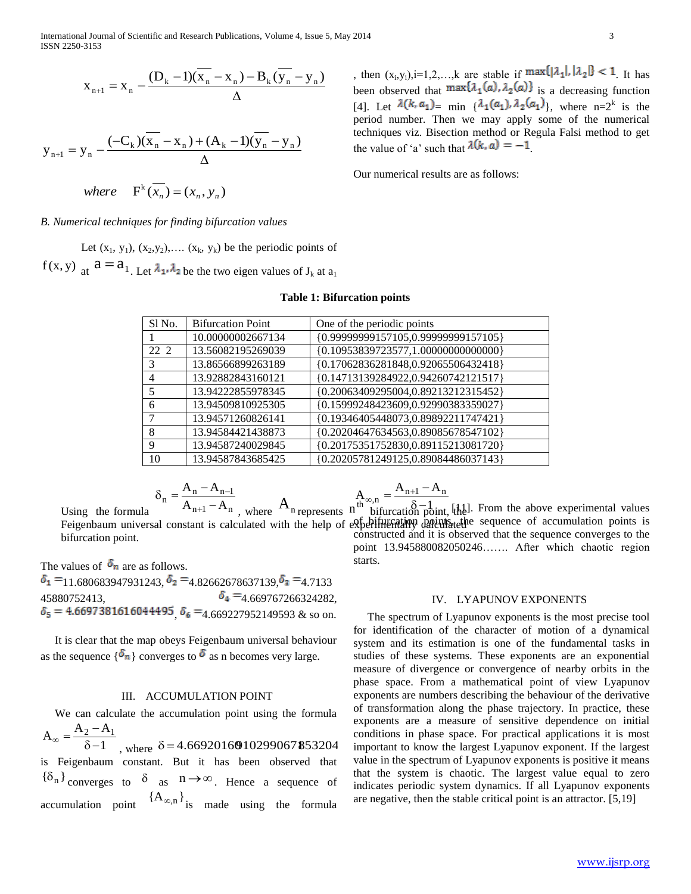$$x_{n+1} = x_n - \frac{(D_k - 1)(\overline{x_n} - x_n) - B_k(\overline{y_n} - y_n)}{\Delta}$$

$$y_{n+1} = y_n - \frac{(-C_k)(\overline{x_n} - x_n) + (A_k - 1)(\overline{y_n} - y_n)}{\Delta}$$

$$where \quad F^k(\overline{x_n}) = (x_n, y_n)$$

*B. Numerical techniques for finding bifurcation values*

Let $(x_1, y_1), (x_2, y_2), \ldots, (x_k, y_k)$ be the periodic points of $f(x, y)$ at $a = a_1$. Let $\lambda_1, \lambda_2$ be the two eigen values of $J_k$ at $a_1$, then $(x_i, y_i), i = 1, 2, \ldots, k$ are stable if $\max\{|\lambda_1|, |\lambda_2|\} < 1$. It has been observed that $\max\{\lambda_1(a), \lambda_2(a)\}$ is a decreasing function [4]. Let $\lambda(k, a_1) = \min\{\lambda_1(a_1), \lambda_2(a_1)\}$, where $n = 2^k$ is the period number. Then we may apply some of the numerical techniques viz. Bisection method or Regula Falsi method to get the value of 'a' such that $\lambda(k, a) = -1$.

Our numerical results are as follows:

**Table 1: Bifurcation points**

| Sl No. | Bifurcation Point | One of the periodic points |
|---|---|---|
| 1 | 10.00000002667134 | {0.99999999157105,0.99999999157105} |
| 22 2 | 13.56082195269039 | {0.10953839723577,1.00000000000000} |
| 3 | 13.86566899263189 | {0.17062836281848,0.92065506432418} |
| 4 | 13.92882843160121 | {0.14713139284922,0.94260742121517} |
| 5 | 13.94222855978345 | {0.20063409295004,0.89213212315452} |
| 6 | 13.94509810925305 | {0.15999248423609,0.92990383359027} |
| 7 | 13.94571260826141 | {0.19346405448073,0.89892211747421} |
| 8 | 13.94584421438873 | {0.20204647634563,0.89085678547102} |
| 9 | 13.94587240029845 | {0.20175351752830,0.89115213081720} |
| 10 | 13.94587843685425 | {0.20205781249125,0.89084486037143} |

Using the formula $\delta_n = \dfrac{A_n - A_{n-1}}{A_{n+1} - A_n}$, where $A_n$ represents $n^{th}$ bifurcation point, the Feigenbaum universal constant is calculated with the help of experimentally calculated bifurcation point.

The values of $\delta_n$ are as follows.

$\delta_1 =$11.680683947931243, $\delta_2 =$4.82662678637139, $\delta_3 =$4.7133 45880752413, $\delta_4 =$4.669767266324282, $\delta_5 = 4.66973816160444495$, $\delta_6 =$4.669227952149593 & so on.

It is clear that the map obeys Feigenbaum universal behaviour as the sequence $\{\delta_n\}$ converges to $\delta$ as n becomes very large.

## III. ACCUMULATION POINT

We can calculate the accumulation point using the formula $A_\infty = \dfrac{A_2 - A_1}{\delta - 1}$, where $\delta = 4.669201609102990671853204$ is Feigenbaum constant. But it has been observed that $\{\delta_n\}$ converges to $\delta$ as $n \to \infty$. Hence a sequence of accumulation point $\{A_{\infty,n}\}$ is made using the formula $A_{\infty,n} = \dfrac{A_{n+1} - A_n}{\delta - 1}$ [11]. From the above experimental values of bifurcation points, the sequence of accumulation points is constructed and it is observed that the sequence converges to the point 13.945880082050246……. After which chaotic region starts.

## IV. LYAPUNOV EXPONENTS

The spectrum of Lyapunov exponents is the most precise tool for identification of the character of motion of a dynamical system and its estimation is one of the fundamental tasks in studies of these systems. These exponents are an exponential measure of divergence or convergence of nearby orbits in the phase space. From a mathematical point of view Lyapunov exponents are numbers describing the behaviour of the derivative of transformation along the phase trajectory. In practice, these exponents are a measure of sensitive dependence on initial conditions in phase space. For practical applications it is most important to know the largest Lyapunov exponent. If the largest value in the spectrum of Lyapunov exponents is positive it means that the system is chaotic. The largest value equal to zero indicates periodic system dynamics. If all Lyapunov exponents are negative, then the stable critical point is an attractor. [5,19]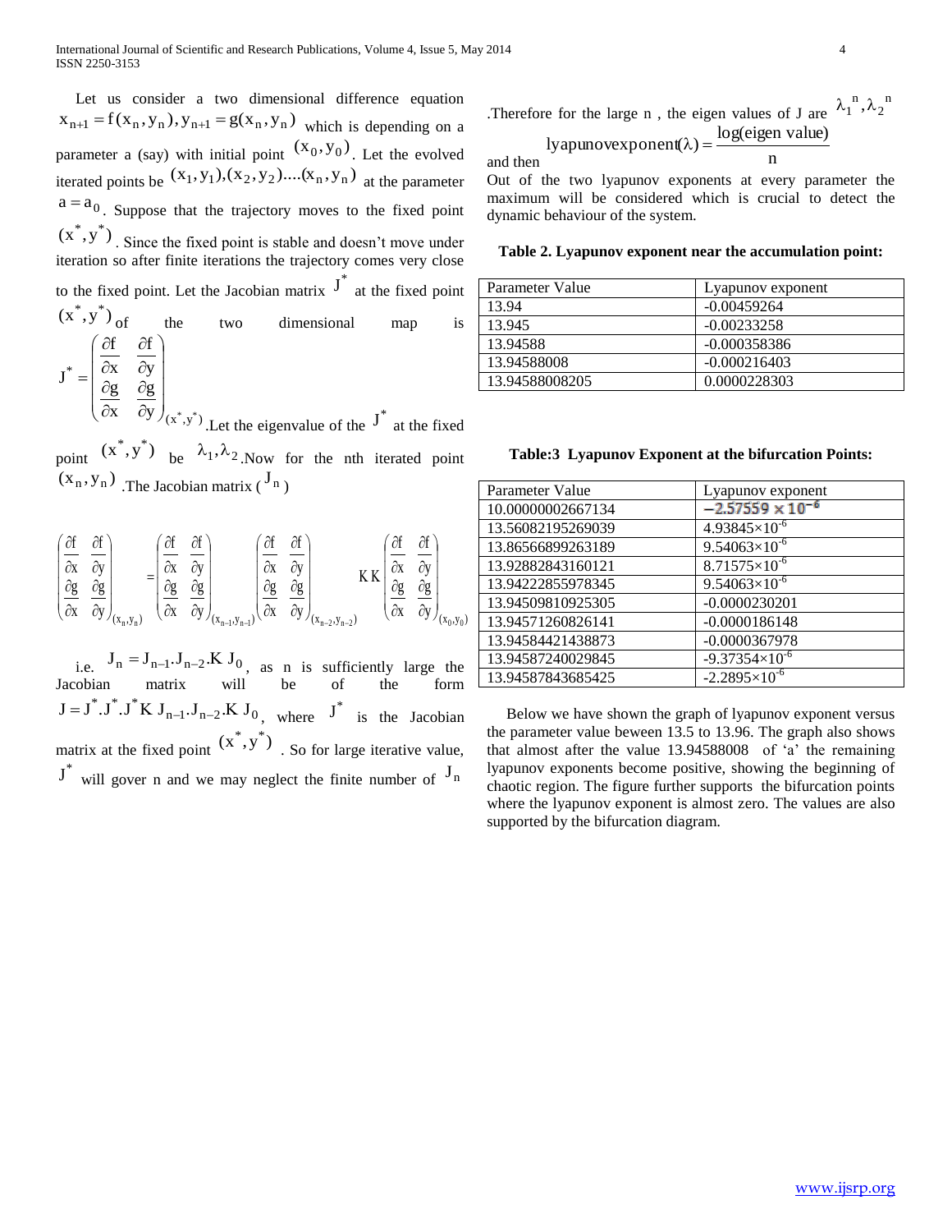Let us consider a two dimensional difference equation $x_{n+1} = f(x_n, y_n), y_{n+1} = g(x_n, y_n)$ which is depending on a parameter a (say) with initial point $(x_0, y_0)$. Let the evolved iterated points be $(x_1, y_1), (x_2, y_2)....(x_n, y_n)$ at the parameter $a = a_0$. Suppose that the trajectory moves to the fixed point $(x^*, y^*)$. Since the fixed point is stable and doesn't move under iteration so after finite iterations the trajectory comes very close to the fixed point. Let the Jacobian matrix $J^*$ at the fixed point $(x^*, y^*)$ of the two dimensional map is

$$J^* = \begin{pmatrix} \frac{\partial f}{\partial x} & \frac{\partial f}{\partial y} \\ \frac{\partial g}{\partial x} & \frac{\partial g}{\partial y} \end{pmatrix}_{(x^*, y^*)}$$

Let the eigenvalue of the $J^*$ at the fixed point $(x^*, y^*)$ be $\lambda_1, \lambda_2$. Now for the nth iterated point $(x_n, y_n)$. The Jacobian matrix ($J_n$)

$$\begin{pmatrix} \frac{\partial f}{\partial x} & \frac{\partial f}{\partial y} \\ \frac{\partial g}{\partial x} & \frac{\partial g}{\partial y} \end{pmatrix}_{(x_n, y_n)} = \begin{pmatrix} \frac{\partial f}{\partial x} & \frac{\partial f}{\partial y} \\ \frac{\partial g}{\partial x} & \frac{\partial g}{\partial y} \end{pmatrix}_{(x_{n-1}, y_{n-1})} \begin{pmatrix} \frac{\partial f}{\partial x} & \frac{\partial f}{\partial y} \\ \frac{\partial g}{\partial x} & \frac{\partial g}{\partial y} \end{pmatrix}_{(x_{n-2}, y_{n-2})} KK \begin{pmatrix} \frac{\partial f}{\partial x} & \frac{\partial f}{\partial y} \\ \frac{\partial g}{\partial x} & \frac{\partial g}{\partial y} \end{pmatrix}_{(x_0, y_0)}$$

i.e. $J_n = J_{n-1}.J_{n-2}.K\,J_0$, as n is sufficiently large the Jacobian matrix will be of the form $J = J^*.J^*.J^*K\,J_{n-1}.J_{n-2}.K\,J_0$, where $J^*$ is the Jacobian matrix at the fixed point $(x^*, y^*)$. So for large iterative value, $J^*$ will gover n and we may neglect the finite number of $J_n$. Therefore for the large n , the eigen values of J are $\lambda_1^n, \lambda_2^n$ and then

$$\text{lyapunovexponent}(\lambda) = \frac{\log(\text{eigen value})}{n}$$

Out of the two lyapunov exponents at every parameter the maximum will be considered which is crucial to detect the dynamic behaviour of the system.

**Table 2. Lyapunov exponent near the accumulation point:**

| Parameter Value | Lyapunov exponent |
|---|---|
| 13.94 | -0.00459264 |
| 13.945 | -0.00233258 |
| 13.94588 | -0.000358386 |
| 13.94588008 | -0.000216403 |
| 13.94588008205 | 0.0000228303 |

**Table:3 Lyapunov Exponent at the bifurcation Points:**

| Parameter Value | Lyapunov exponent |
|---|---|
| 10.00000002667134 | $-2.57559 \times 10^{-6}$ |
| 13.56082195269039 | $4.93845\times10^{-6}$ |
| 13.86566899263189 | $9.54063\times10^{-6}$ |
| 13.92882843160121 | $8.71575\times10^{-6}$ |
| 13.94222855978345 | $9.54063\times10^{-6}$ |
| 13.94509810925305 | -0.0000230201 |
| 13.94571260826141 | -0.0000186148 |
| 13.94584421438873 | -0.0000367978 |
| 13.94587240029845 | $-9.37354\times10^{-6}$ |
| 13.94587843685425 | $-2.2895\times10^{-6}$ |

Below we have shown the graph of lyapunov exponent versus the parameter value beween 13.5 to 13.96. The graph also shows that almost after the value 13.94588008 of 'a' the remaining lyapunov exponents become positive, showing the beginning of chaotic region. The figure further supports the bifurcation points where the lyapunov exponent is almost zero. The values are also supported by the bifurcation diagram.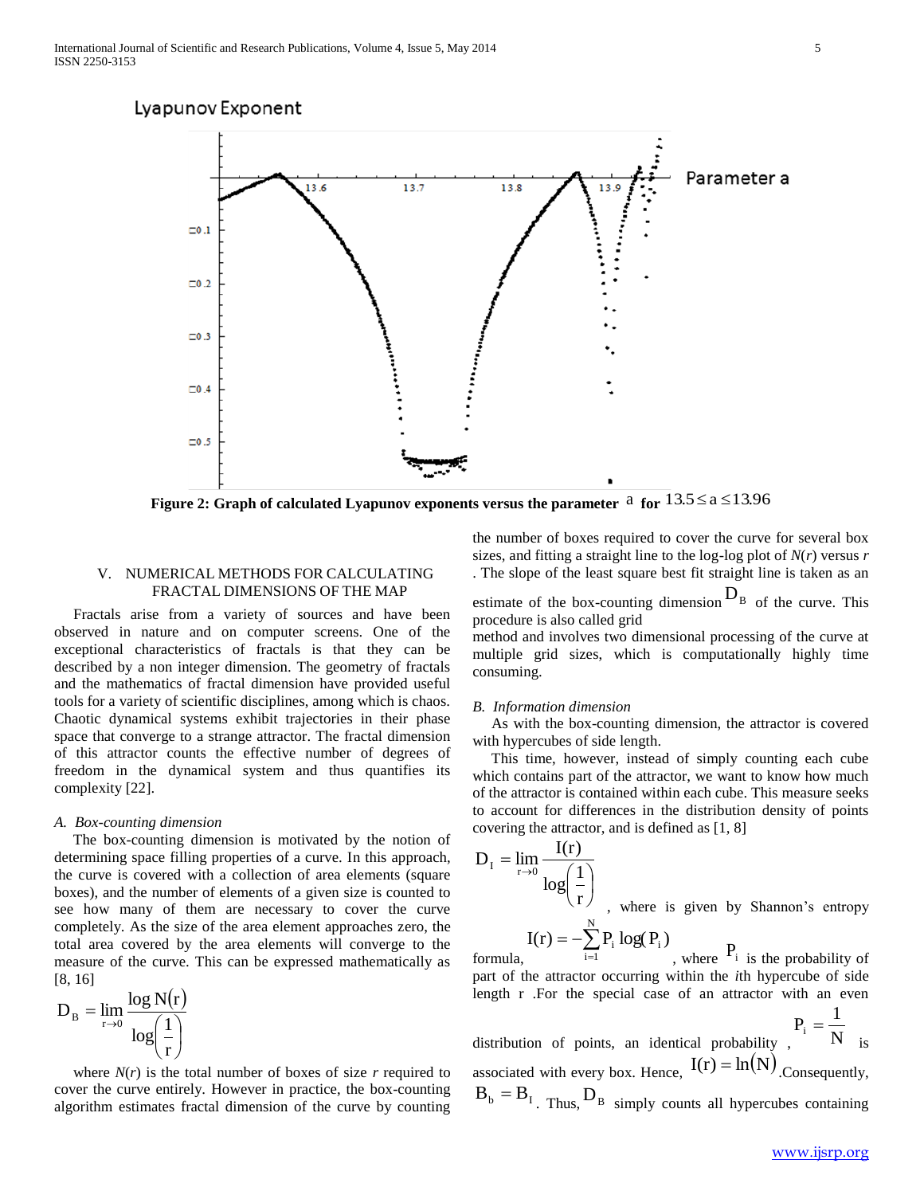Figure 2: Graph of calculated Lyapunov exponents versus the parameter $a$ for $13.5 \le a \le 13.96$

## V. NUMERICAL METHODS FOR CALCULATING FRACTAL DIMENSIONS OF THE MAP

Fractals arise from a variety of sources and have been observed in nature and on computer screens. One of the exceptional characteristics of fractals is that they can be described by a non integer dimension. The geometry of fractals and the mathematics of fractal dimension have provided useful tools for a variety of scientific disciplines, among which is chaos. Chaotic dynamical systems exhibit trajectories in their phase space that converge to a strange attractor. The fractal dimension of this attractor counts the effective number of degrees of freedom in the dynamical system and thus quantifies its complexity [22].

### A. Box-counting dimension

The box-counting dimension is motivated by the notion of determining space filling properties of a curve. In this approach, the curve is covered with a collection of area elements (square boxes), and the number of elements of a given size is counted to see how many of them are necessary to cover the curve completely. As the size of the area element approaches zero, the total area covered by the area elements will converge to the measure of the curve. This can be expressed mathematically as [8, 16]

$$D_B = \lim_{r \to 0} \frac{\log N(r)}{\log\left(\frac{1}{r}\right)}$$

where $N(r)$ is the total number of boxes of size $r$ required to cover the curve entirely. However in practice, the box-counting algorithm estimates fractal dimension of the curve by counting the number of boxes required to cover the curve for several box sizes, and fitting a straight line to the log-log plot of $N(r)$ versus $r$. The slope of the least square best fit straight line is taken as an estimate of the box-counting dimension $D_B$ of the curve. This procedure is also called grid method and involves two dimensional processing of the curve at multiple grid sizes, which is computationally highly time consuming.

### B. Information dimension

As with the box-counting dimension, the attractor is covered with hypercubes of side length.

This time, however, instead of simply counting each cube which contains part of the attractor, we want to know how much of the attractor is contained within each cube. This measure seeks to account for differences in the distribution density of points covering the attractor, and is defined as [1, 8]

$$D_I = \lim_{r \to 0} \frac{I(r)}{\log\left(\frac{1}{r}\right)}$$

, where is given by Shannon's entropy formula, $I(r) = -\sum_{i=1}^{N} P_i \log(P_i)$, where $P_i$ is the probability of part of the attractor occurring within the $i$th hypercube of side length r .For the special case of an attractor with an even distribution of points, an identical probability , $P_i = \frac{1}{N}$ is associated with every box. Hence, $I(r) = \ln(N)$.Consequently, $B_b = B_I$. Thus, $D_B$ simply counts all hypercubes containing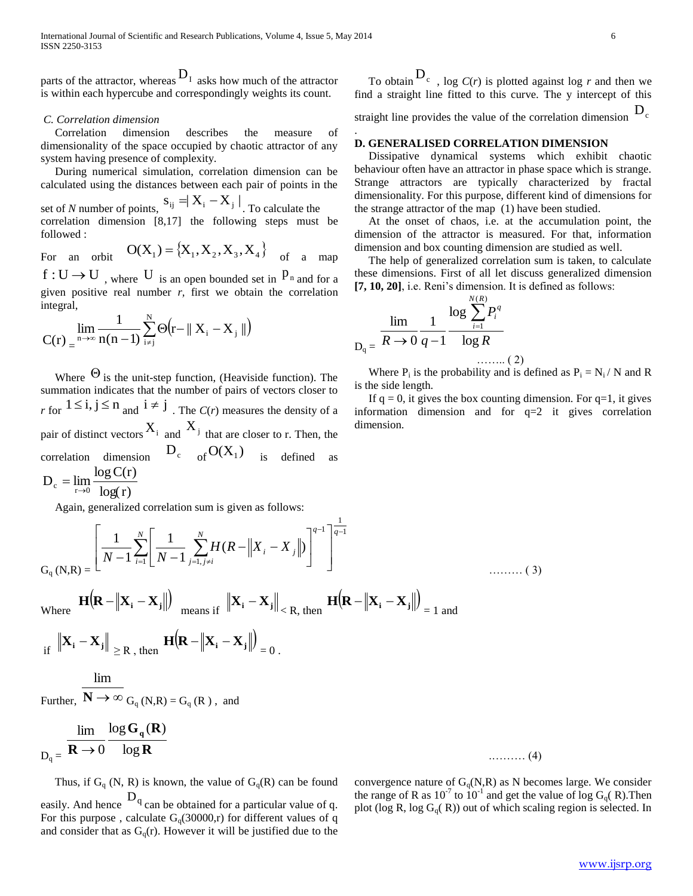parts of the attractor, whereas $D_I$ asks how much of the attractor is within each hypercube and correspondingly weights its count.

### *C. Correlation dimension*

Correlation dimension describes the measure of dimensionality of the space occupied by chaotic attractor of any system having presence of complexity.

During numerical simulation, correlation dimension can be calculated using the distances between each pair of points in the set of *N* number of points, $s_{ij} = |X_i - X_j|$. To calculate the correlation dimension [8,17] the following steps must be followed :

For an orbit $O(X_1) = \{X_1, X_2, X_3, X_4\}$ of a map $f : U \to U$, where $U$ is an open bounded set in $P^n$ and for a given positive real number *r*, first we obtain the correlation integral,

$$C(r) = \lim_{n \to \infty} \frac{1}{n(n-1)} \sum_{i \neq j}^{N} \Theta\left(r - \| X_i - X_j \|\right)$$

Where $\Theta$ is the unit-step function, (Heaviside function). The summation indicates that the number of pairs of vectors closer to *r* for $1 \leq i, j \leq n$ and $i \neq j$. The *C*(*r*) measures the density of a pair of distinct vectors $X_i$ and $X_j$ that are closer to r. Then, the correlation dimension $D_c$ of $O(X_1)$ is defined as

$$D_c = \lim_{r \to 0} \frac{\log C(r)}{\log(r)}$$

Again, generalized correlation sum is given as follows:

$$G_q(N,R) = \left[ \frac{1}{N-1} \sum_{i=1}^{N} \left[ \frac{1}{N-1} \sum_{j=1, j \neq i}^{N} H(R - \|X_i - X_j\|) \right]^{q-1} \right]^{\frac{1}{q-1}} \quad \ldots\ldots\ldots (3)$$

Where $\mathbf{H}\left(\mathbf{R} - \|\mathbf{X_i} - \mathbf{X_j}\|\right)$ means if $\|\mathbf{X_i} - \mathbf{X_j}\| < R$, then $\mathbf{H}\left(\mathbf{R} - \|\mathbf{X_i} - \mathbf{X_j}\|\right) = 1$ and if $\|\mathbf{X_i} - \mathbf{X_j}\| \geq R$, then $\mathbf{H}\left(\mathbf{R} - \|\mathbf{X_i} - \mathbf{X_j}\|\right) = 0$.

Further, $\lim_{\mathbf{N} \to \infty} G_q(N,R) = G_q(R)$, and

$$D_q = \lim_{\mathbf{R} \to 0} \frac{\log \mathbf{G_q}(\mathbf{R})}{\log \mathbf{R}} \quad \ldots\ldots\ldots (4)$$

Thus, if $G_q$ (N, R) is known, the value of $G_q(R)$ can be found easily. And hence $D_q$ can be obtained for a particular value of q. For this purpose , calculate $G_q(30000,r)$ for different values of q and consider that as $G_q(r)$. However it will be justified due to the convergence nature of $G_q(N,R)$ as N becomes large. We consider the range of R as $10^{-7}$ to $10^{-1}$ and get the value of log $G_q(R)$.Then plot (log R, log $G_q(R)$) out of which scaling region is selected. In

To obtain $D_c$ , log *C*(*r*) is plotted against log *r* and then we find a straight line fitted to this curve. The y intercept of this straight line provides the value of the correlation dimension $D_c$.

### D. GENERALISED CORRELATION DIMENSION

Dissipative dynamical systems which exhibit chaotic behaviour often have an attractor in phase space which is strange. Strange attractors are typically characterized by fractal dimensionality. For this purpose, different kind of dimensions for the strange attractor of the map (1) have been studied.

At the onset of chaos, i.e. at the accumulation point, the dimension of the attractor is measured. For that, information dimension and box counting dimension are studied as well.

The help of generalized correlation sum is taken, to calculate these dimensions. First of all let discuss generalized dimension **[7, 10, 20]**, i.e. Reni's dimension. It is defined as follows:

$$D_q = \lim_{R \to 0} \frac{1}{q-1} \frac{\log \sum_{i=1}^{N(R)} P_i^q}{\log R} \quad \ldots\ldots (2)$$

Where $P_i$ is the probability and is defined as $P_i = N_i / N$ and R is the side length.

If q = 0, it gives the box counting dimension. For q=1, it gives information dimension and for q=2 it gives correlation dimension.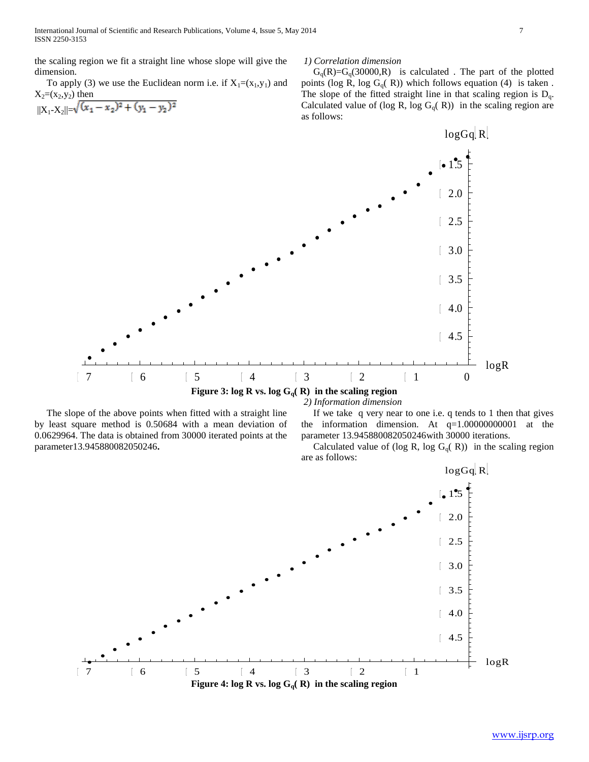the scaling region we fit a straight line whose slope will give the dimension.

To apply (3) we use the Euclidean norm i.e. if $X_1=(x_1,y_1)$ and $X_2=(x_2,y_2)$ then

$$||X_1-X_2||=\sqrt{(x_1-x_2)^2+(y_1-y_2)^2}$$

*1) Correlation dimension*

$G_q(R)=G_q(30000,R)$ is calculated . The part of the plotted points (log R, log $G_q$( R)) which follows equation (4) is taken . The slope of the fitted straight line in that scaling region is $D_q$. Calculated value of (log R, log $G_q$( R)) in the scaling region are as follows:

**Figure 3: log R vs. log $G_q$( R) in the scaling region**

The slope of the above points when fitted with a straight line by least square method is 0.50684 with a mean deviation of 0.0629964. The data is obtained from 30000 iterated points at the parameter13.945880082050246**.**

*2) Information dimension*

If we take q very near to one i.e. q tends to 1 then that gives the information dimension. At q=1.00000000001 at the parameter 13.945880082050246with 30000 iterations.

Calculated value of (log R, log $G_q$( R)) in the scaling region are as follows:

**Figure 4: log R vs. log $G_q$( R) in the scaling region**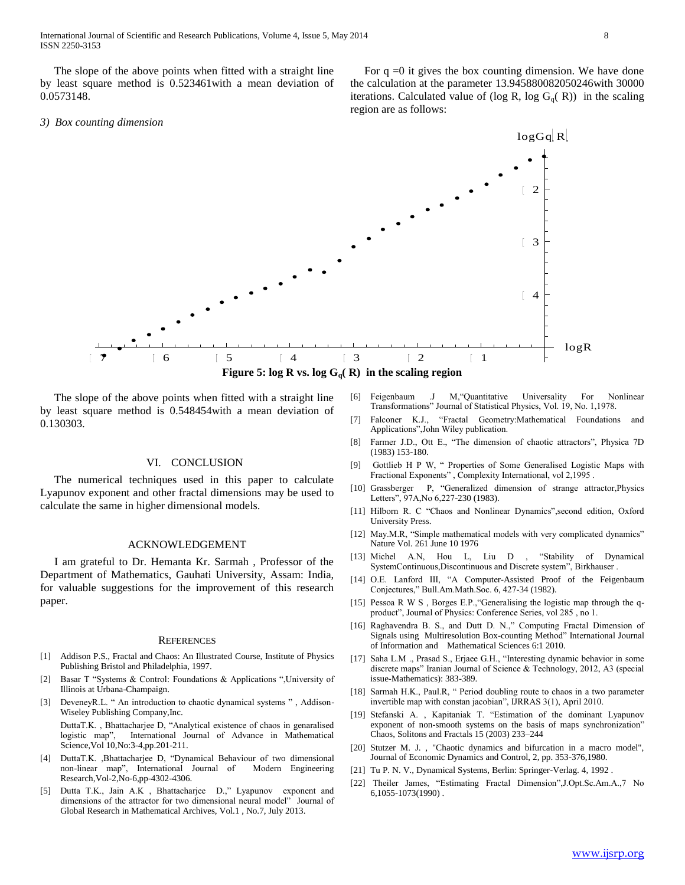The slope of the above points when fitted with a straight line by least square method is 0.523461with a mean deviation of 0.0573148.

*3) Box counting dimension*

For q =0 it gives the box counting dimension. We have done the calculation at the parameter 13.945880082050246with 30000 iterations. Calculated value of (log R, log $G_q$( R)) in the scaling region are as follows:

**Figure 5: log R vs. log $G_q$( R) in the scaling region**

The slope of the above points when fitted with a straight line by least square method is 0.548454with a mean deviation of 0.130303.

## VI. CONCLUSION

The numerical techniques used in this paper to calculate Lyapunov exponent and other fractal dimensions may be used to calculate the same in higher dimensional models.

## ACKNOWLEDGEMENT

I am grateful to Dr. Hemanta Kr. Sarmah , Professor of the Department of Mathematics, Gauhati University, Assam: India, for valuable suggestions for the improvement of this research paper.

## REFERENCES

[1] Addison P.S., Fractal and Chaos: An Illustrated Course, Institute of Physics Publishing Bristol and Philadelphia, 1997.

[2] Basar T "Systems & Control: Foundations & Applications ",University of Illinois at Urbana-Champaign.

[3] DeveneyR.L. " An introduction to chaotic dynamical systems " , Addison-Wiseley Publishing Company,Inc.

DuttaT.K. , Bhattacharjee D, "Analytical existence of chaos in genaralised logistic map", International Journal of Advance in Mathematical Science,Vol 10,No:3-4,pp.201-211.

[4] DuttaT.K. ,Bhattacharjee D, "Dynamical Behaviour of two dimensional non-linear map", International Journal of Modern Engineering Research,Vol-2,No-6,pp-4302-4306.

[5] Dutta T.K., Jain A.K , Bhattacharjee D.," Lyapunov exponent and dimensions of the attractor for two dimensional neural model" Journal of Global Research in Mathematical Archives, Vol.1 , No.7, July 2013.

[6] Feigenbaum .J M,"Quantitative Universality For Nonlinear Transformations" Journal of Statistical Physics, Vol. 19, No. 1,1978.

[7] Falconer K.J., "Fractal Geometry:Mathematical Foundations and Applications",John Wiley publication.

[8] Farmer J.D., Ott E., "The dimension of chaotic attractors", Physica 7D (1983) 153-180.

[9] Gottlieb H P W, " Properties of Some Generalised Logistic Maps with Fractional Exponents" , Complexity International, vol 2,1995 .

[10] Grassberger P, "Generalized dimension of strange attractor,Physics Letters", 97A,No 6,227-230 (1983).

[11] Hilborn R. C "Chaos and Nonlinear Dynamics",second edition, Oxford University Press.

[12] May.M.R, "Simple mathematical models with very complicated dynamics" Nature Vol. 261 June 10 1976

[13] Michel A.N, Hou L, Liu D , "Stability of Dynamical SystemContinuous,Discontinuous and Discrete system", Birkhauser .

[14] O.E. Lanford III, "A Computer-Assisted Proof of the Feigenbaum Conjectures," Bull.Am.Math.Soc. 6, 427-34 (1982).

[15] Pessoa R W S , Borges E.P.,"Generalising the logistic map through the q-product", Journal of Physics: Conference Series, vol 285 , no 1.

[16] Raghavendra B. S., and Dutt D. N.," Computing Fractal Dimension of Signals using Multiresolution Box-counting Method" International Journal of Information and Mathematical Sciences 6:1 2010.

[17] Saha L.M ., Prasad S., Erjaee G.H., "Interesting dynamic behavior in some discrete maps" Iranian Journal of Science & Technology, 2012, A3 (special issue-Mathematics): 383-389.

[18] Sarmah H.K., Paul.R, " Period doubling route to chaos in a two parameter invertible map with constan jacobian", IJRRAS 3(1), April 2010.

[19] Stefanski A. , Kapitaniak T. "Estimation of the dominant Lyapunov exponent of non-smooth systems on the basis of maps synchronization" Chaos, Solitons and Fractals 15 (2003) 233–244

[20] Stutzer M. J. , "Chaotic dynamics and bifurcation in a macro model", Journal of Economic Dynamics and Control, 2, pp. 353-376,1980.

[21] Tu P. N. V., Dynamical Systems, Berlin: Springer-Verlag. 4, 1992 .

[22] Theiler James, "Estimating Fractal Dimension",J.Opt.Sc.Am.A.,7 No 6,1055-1073(1990) .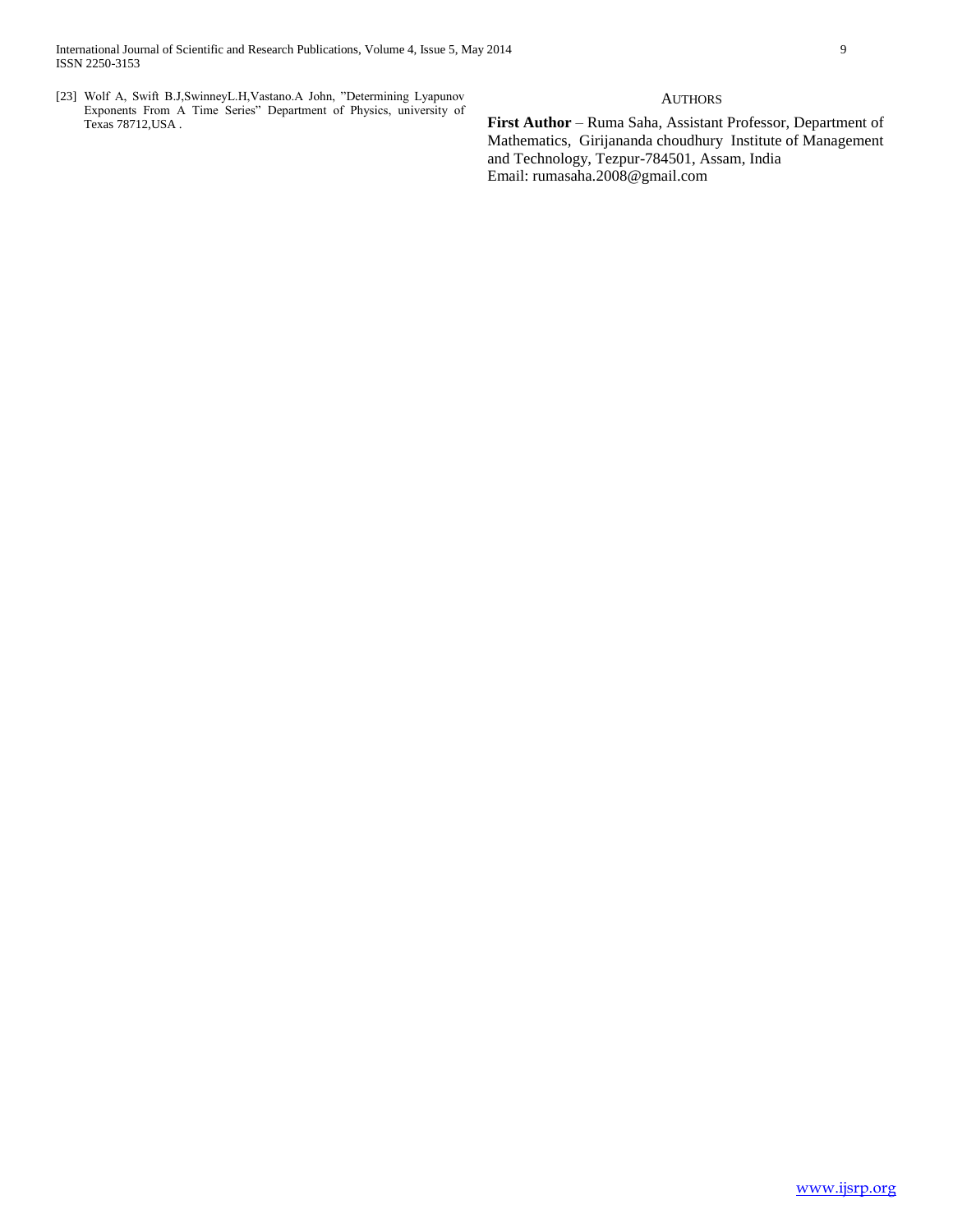[23] Wolf A, Swift B.J,SwinneyL.H,Vastano.A John, "Determining Lyapunov Exponents From A Time Series" Department of Physics, university of Texas 78712,USA .

## AUTHORS

**First Author** – Ruma Saha, Assistant Professor, Department of Mathematics, Girijananda choudhury Institute of Management and Technology, Tezpur-784501, Assam, India
Email: rumasaha.2008@gmail.com